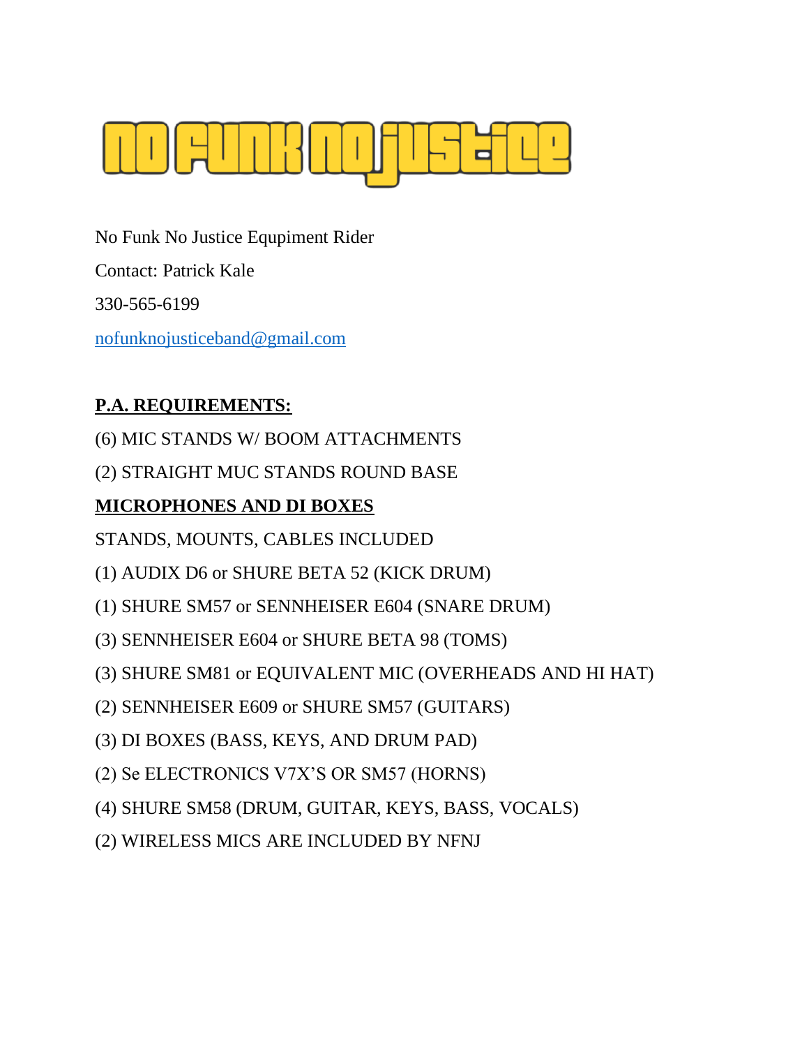# NO FUNK NO JUSTICE

No Funk No Justice Equipment Rider

Contact: Patrick Kale

330-565-6199

nofunknojusticeband@gmail.com

**P.A. REQUIREMENTS:**

(6) MIC STANDS W/ BOOM ATTACHMENTS

(2) STRAIGHT MUC STANDS ROUND BASE

**MICROPHONES AND DI BOXES**

STANDS, MOUNTS, CABLES INCLUDED

(1) AUDIX D6 or SHURE BETA 52 (KICK DRUM)

(1) SHURE SM57 or SENNHEISER E604 (SNARE DRUM)

(3) SENNHEISER E604 or SHURE BETA 98 (TOMS)

(3) SHURE SM81 or EQUIVALENT MIC (OVERHEADS AND HI HAT)

(2) SENNHEISER E609 or SHURE SM57 (GUITARS)

(3) DI BOXES (BASS, KEYS, AND DRUM PAD)

(2) Se ELECTRONICS V7X'S OR SM57 (HORNS)

(4) SHURE SM58 (DRUM, GUITAR, KEYS, BASS, VOCALS)

(2) WIRELESS MICS ARE INCLUDED BY NFNJ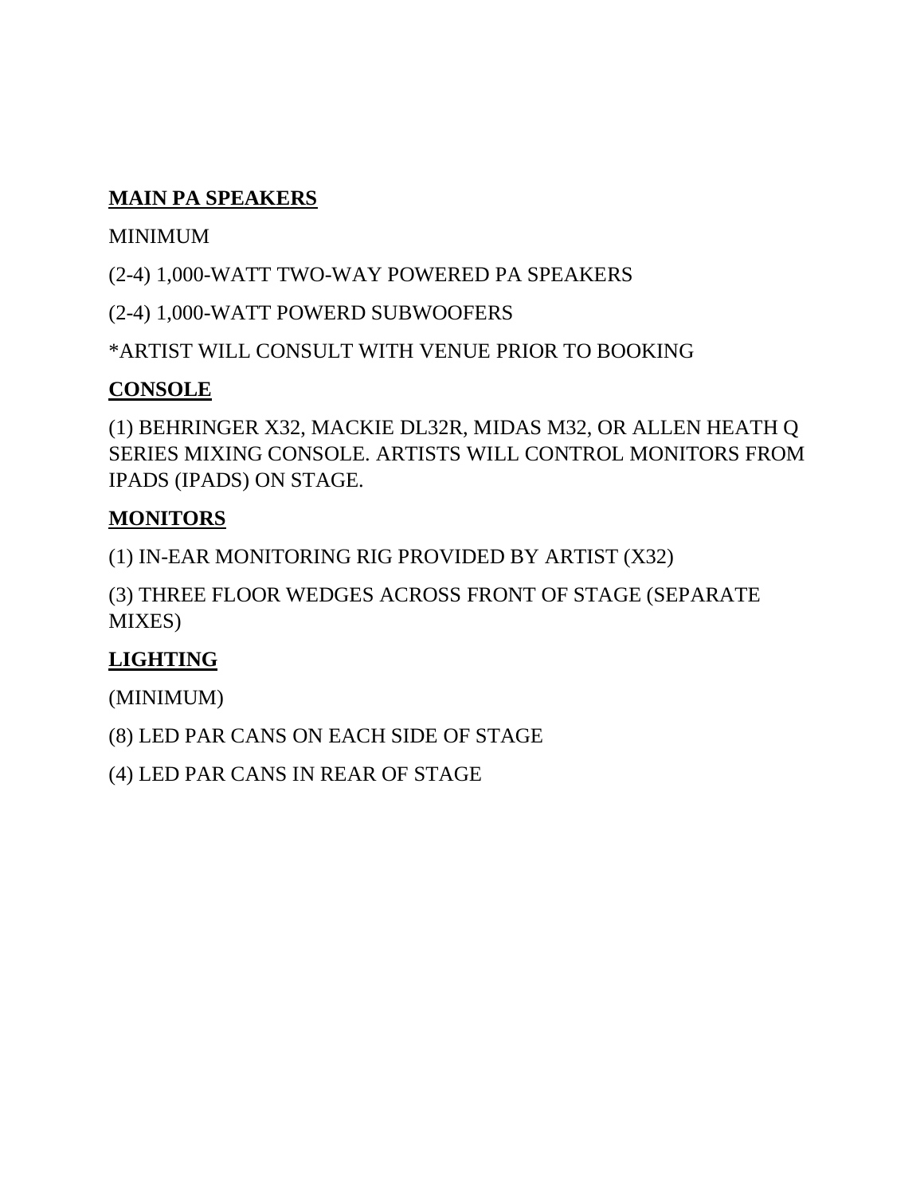## MAIN PA SPEAKERS

MINIMUM

(2-4) 1,000-WATT TWO-WAY POWERED PA SPEAKERS

(2-4) 1,000-WATT POWERD SUBWOOFERS

*ARTIST WILL CONSULT WITH VENUE PRIOR TO BOOKING

## CONSOLE

(1) BEHRINGER X32, MACKIE DL32R, MIDAS M32, OR ALLEN HEATH Q SERIES MIXING CONSOLE. ARTISTS WILL CONTROL MONITORS FROM IPADS (IPADS) ON STAGE.

## MONITORS

(1) IN-EAR MONITORING RIG PROVIDED BY ARTIST (X32)

(3) THREE FLOOR WEDGES ACROSS FRONT OF STAGE (SEPARATE MIXES)

## LIGHTING

(MINIMUM)

(8) LED PAR CANS ON EACH SIDE OF STAGE

(4) LED PAR CANS IN REAR OF STAGE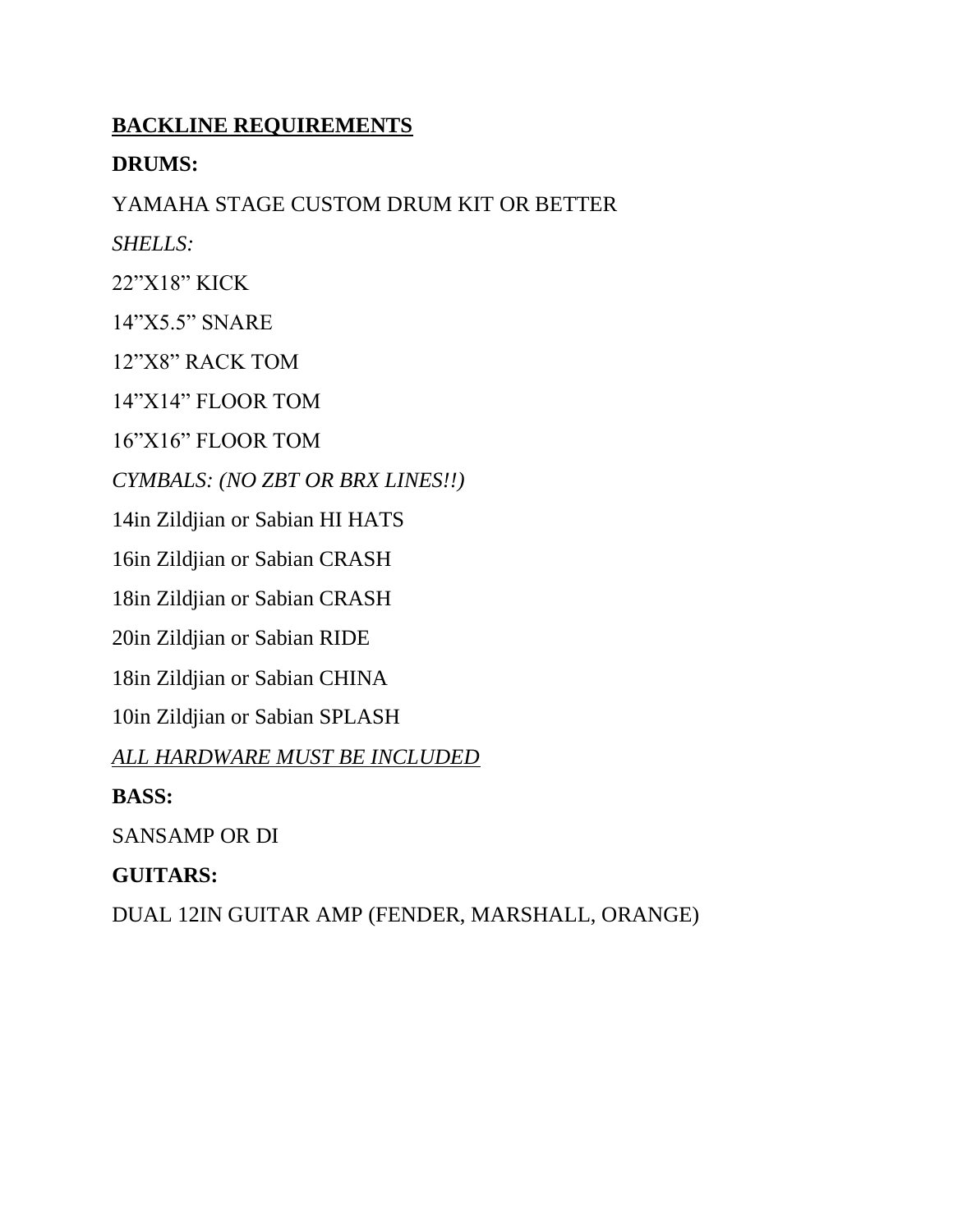**<u>BACKLINE REQUIREMENTS</u>**

**DRUMS:**

YAMAHA STAGE CUSTOM DRUM KIT OR BETTER

*SHELLS:*

22"X18" KICK

14"X5.5" SNARE

12"X8" RACK TOM

14"X14" FLOOR TOM

16"X16" FLOOR TOM

*CYMBALS: (NO ZBT OR BRX LINES!!)*

14in Zildjian or Sabian HI HATS

16in Zildjian or Sabian CRASH

18in Zildjian or Sabian CRASH

20in Zildjian or Sabian RIDE

18in Zildjian or Sabian CHINA

10in Zildjian or Sabian SPLASH

*<u>ALL HARDWARE MUST BE INCLUDED</u>*

**BASS:**

SANSAMP OR DI

**GUITARS:**

DUAL 12IN GUITAR AMP (FENDER, MARSHALL, ORANGE)